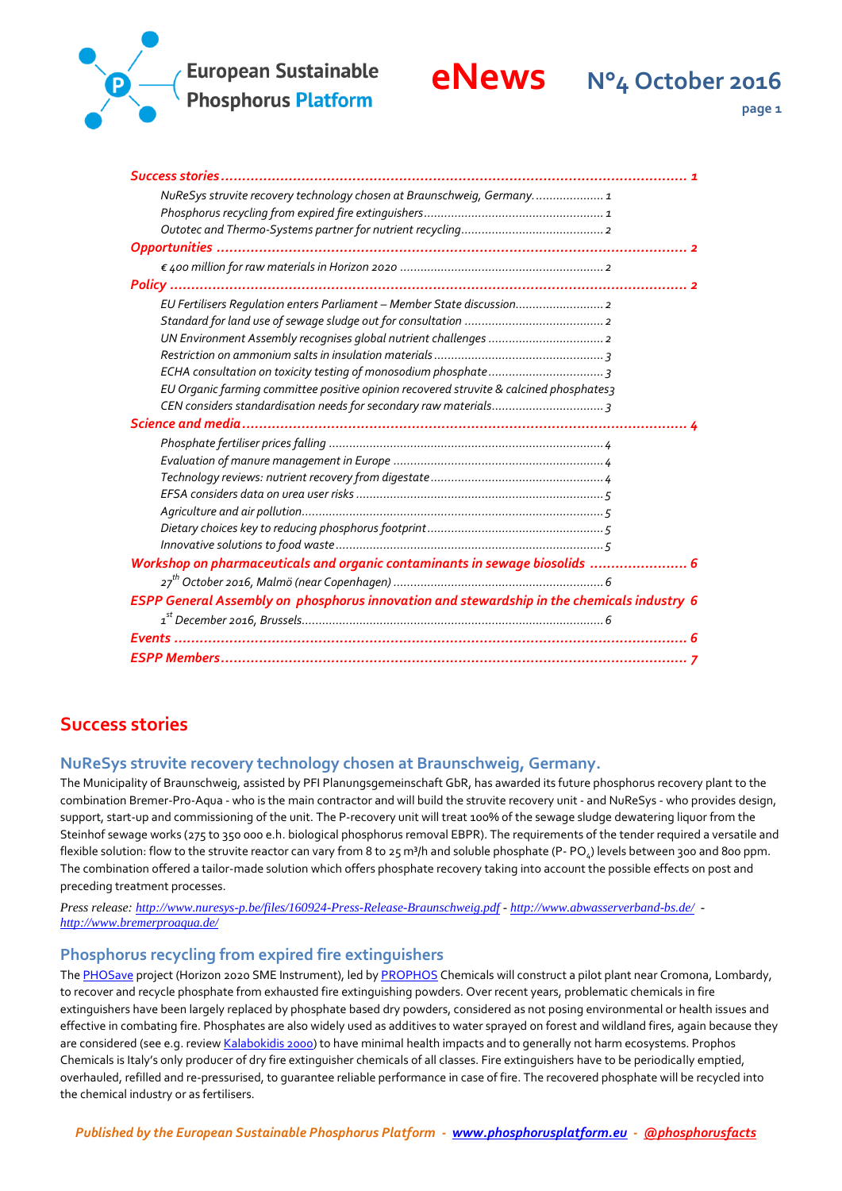# European Sustainable Phosphorus Platform

# eNews N°4 October 2016

**Success stories** ........ 1

- NuReSys struvite recovery technology chosen at Braunschweig, Germany. ........ 1
- Phosphorus recycling from expired fire extinguishers ........ 1
- Outotec and Thermo-Systems partner for nutrient recycling ........ 2

**Opportunities** ........ 2

- € 400 million for raw materials in Horizon 2020 ........ 2

**Policy** ........ 2

- EU Fertilisers Regulation enters Parliament – Member State discussion ........ 2
- Standard for land use of sewage sludge out for consultation ........ 2
- UN Environment Assembly recognises global nutrient challenges ........ 2
- Restriction on ammonium salts in insulation materials ........ 3
- ECHA consultation on toxicity testing of monosodium phosphate ........ 3
- EU Organic farming committee positive opinion recovered struvite & calcined phosphates ........ 3
- CEN considers standardisation needs for secondary raw materials ........ 3

**Science and media** ........ 4

- Phosphate fertiliser prices falling ........ 4
- Evaluation of manure management in Europe ........ 4
- Technology reviews: nutrient recovery from digestate ........ 4
- EFSA considers data on urea user risks ........ 5
- Agriculture and air pollution ........ 5
- Dietary choices key to reducing phosphorus footprint ........ 5
- Innovative solutions to food waste ........ 5

**Workshop on pharmaceuticals and organic contaminants in sewage biosolids** ........ 6

- 27th October 2016, Malmö (near Copenhagen) ........ 6

**ESPP General Assembly on phosphorus innovation and stewardship in the chemicals industry** ........ 6

- 1st December 2016, Brussels ........ 6

**Events** ........ 6

**ESPP Members** ........ 7

## Success stories

### NuReSys struvite recovery technology chosen at Braunschweig, Germany.

The Municipality of Braunschweig, assisted by PFI Planungsgemeinschaft GbR, has awarded its future phosphorus recovery plant to the combination Bremer-Pro-Aqua - who is the main contractor and will build the struvite recovery unit - and NuReSys - who provides design, support, start-up and commissioning of the unit. The P-recovery unit will treat 100% of the sewage sludge dewatering liquor from the Steinhof sewage works (275 to 350 000 e.h. biological phosphorus removal EBPR). The requirements of the tender required a versatile and flexible solution: flow to the struvite reactor can vary from 8 to 25 m³/h and soluble phosphate (P- $PO_4$) levels between 300 and 800 ppm. The combination offered a tailor-made solution which offers phosphate recovery taking into account the possible effects on post and preceding treatment processes.

*Press release: http://www.nuresys-p.be/files/160924-Press-Release-Braunschweig.pdf - http://www.abwasserverband-bs.de/ - http://www.bremerproaqua.de/*

### Phosphorus recycling from expired fire extinguishers

The PHOSave project (Horizon 2020 SME Instrument), led by PROPHOS Chemicals will construct a pilot plant near Cromona, Lombardy, to recover and recycle phosphate from exhausted fire extinguishing powders. Over recent years, problematic chemicals in fire extinguishers have been largely replaced by phosphate based dry powders, considered as not posing environmental or health issues and effective in combating fire. Phosphates are also widely used as additives to water sprayed on forest and wildland fires, again because they are considered (see e.g. review Kalabokidis 2000) to have minimal health impacts and to generally not harm ecosystems. Prophos Chemicals is Italy's only producer of dry fire extinguisher chemicals of all classes. Fire extinguishers have to be periodically emptied, overhauled, refilled and re-pressurised, to guarantee reliable performance in case of fire. The recovered phosphate will be recycled into the chemical industry or as fertilisers.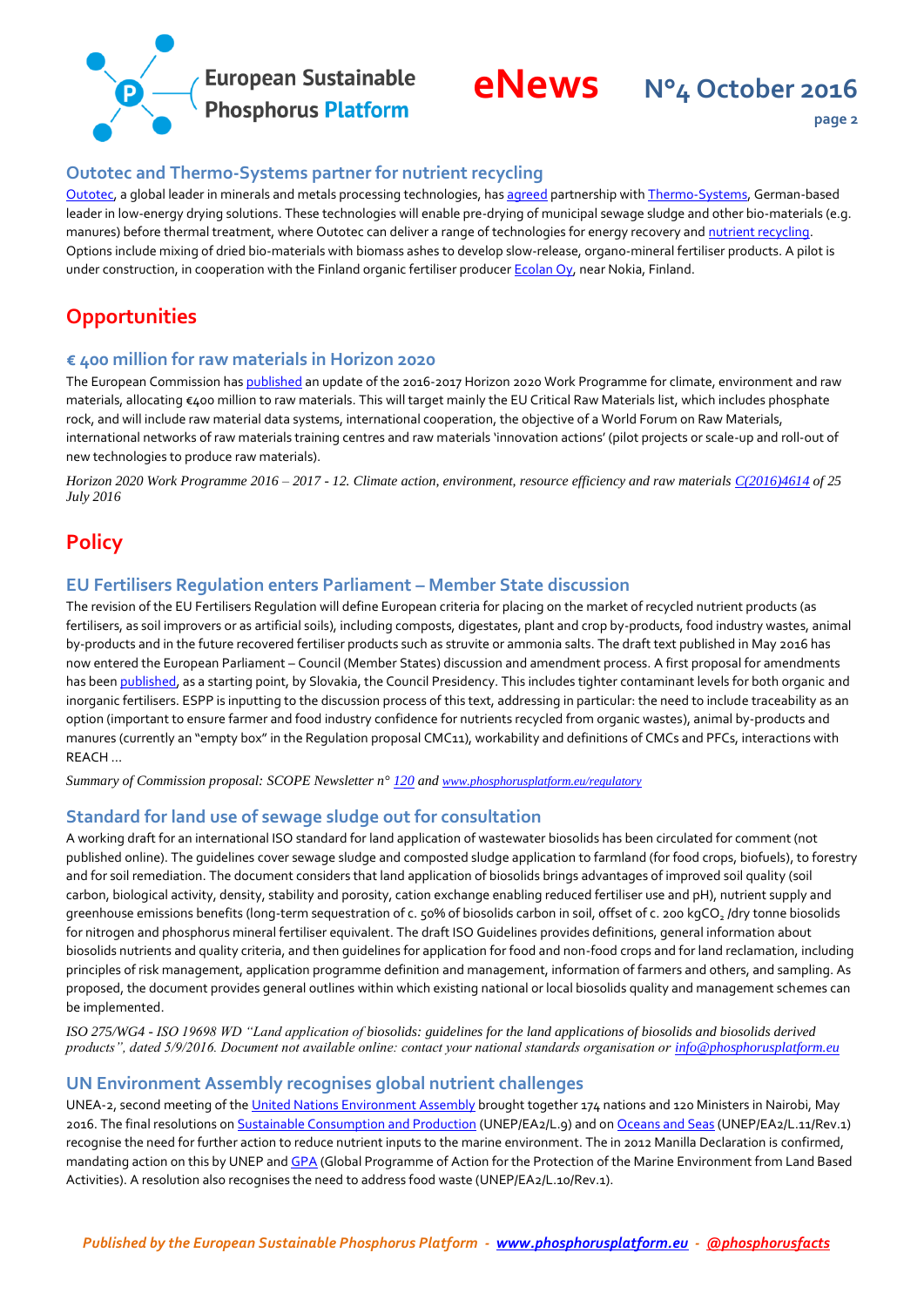### Outotec and Thermo-Systems partner for nutrient recycling

Outotec, a global leader in minerals and metals processing technologies, has agreed partnership with Thermo-Systems, German-based leader in low-energy drying solutions. These technologies will enable pre-drying of municipal sewage sludge and other bio-materials (e.g. manures) before thermal treatment, where Outotec can deliver a range of technologies for energy recovery and nutrient recycling. Options include mixing of dried bio-materials with biomass ashes to develop slow-release, organo-mineral fertiliser products. A pilot is under construction, in cooperation with the Finland organic fertiliser producer Ecolan Oy, near Nokia, Finland.

## Opportunities

### € 400 million for raw materials in Horizon 2020

The European Commission has published an update of the 2016-2017 Horizon 2020 Work Programme for climate, environment and raw materials, allocating €400 million to raw materials. This will target mainly the EU Critical Raw Materials list, which includes phosphate rock, and will include raw material data systems, international cooperation, the objective of a World Forum on Raw Materials, international networks of raw materials training centres and raw materials 'innovation actions' (pilot projects or scale-up and roll-out of new technologies to produce raw materials).

*Horizon 2020 Work Programme 2016 – 2017 - 12. Climate action, environment, resource efficiency and raw materials C(2016)4614 of 25 July 2016*

## Policy

### EU Fertilisers Regulation enters Parliament – Member State discussion

The revision of the EU Fertilisers Regulation will define European criteria for placing on the market of recycled nutrient products (as fertilisers, as soil improvers or as artificial soils), including composts, digestates, plant and crop by-products, food industry wastes, animal by-products and in the future recovered fertiliser products such as struvite or ammonia salts. The draft text published in May 2016 has now entered the European Parliament – Council (Member States) discussion and amendment process. A first proposal for amendments has been published, as a starting point, by Slovakia, the Council Presidency. This includes tighter contaminant levels for both organic and inorganic fertilisers. ESPP is inputting to the discussion process of this text, addressing in particular: the need to include traceability as an option (important to ensure farmer and food industry confidence for nutrients recycled from organic wastes), animal by-products and manures (currently an "empty box" in the Regulation proposal CMC11), workability and definitions of CMCs and PFCs, interactions with REACH …

*Summary of Commission proposal: SCOPE Newsletter n° 120 and www.phosphorusplatform.eu/regulatory*

### Standard for land use of sewage sludge out for consultation

A working draft for an international ISO standard for land application of wastewater biosolids has been circulated for comment (not published online). The guidelines cover sewage sludge and composted sludge application to farmland (for food crops, biofuels), to forestry and for soil remediation. The document considers that land application of biosolids brings advantages of improved soil quality (soil carbon, biological activity, density, stability and porosity, cation exchange enabling reduced fertiliser use and pH), nutrient supply and greenhouse emissions benefits (long-term sequestration of c. 50% of biosolids carbon in soil, offset of c. 200 kg$CO_2$ /dry tonne biosolids for nitrogen and phosphorus mineral fertiliser equivalent. The draft ISO Guidelines provides definitions, general information about biosolids nutrients and quality criteria, and then guidelines for application for food and non-food crops and for land reclamation, including principles of risk management, application programme definition and management, information of farmers and others, and sampling. As proposed, the document provides general outlines within which existing national or local biosolids quality and management schemes can be implemented.

*ISO 275/WG4 - ISO 19698 WD "Land application of biosolids: guidelines for the land applications of biosolids and biosolids derived products", dated 5/9/2016. Document not available online: contact your national standards organisation or info@phosphorusplatform.eu*

### UN Environment Assembly recognises global nutrient challenges

UNEA-2, second meeting of the United Nations Environment Assembly brought together 174 nations and 120 Ministers in Nairobi, May 2016. The final resolutions on Sustainable Consumption and Production (UNEP/EA2/L.9) and on Oceans and Seas (UNEP/EA2/L.11/Rev.1) recognise the need for further action to reduce nutrient inputs to the marine environment. The in 2012 Manilla Declaration is confirmed, mandating action on this by UNEP and GPA (Global Programme of Action for the Protection of the Marine Environment from Land Based Activities). A resolution also recognises the need to address food waste (UNEP/EA2/L.10/Rev.1).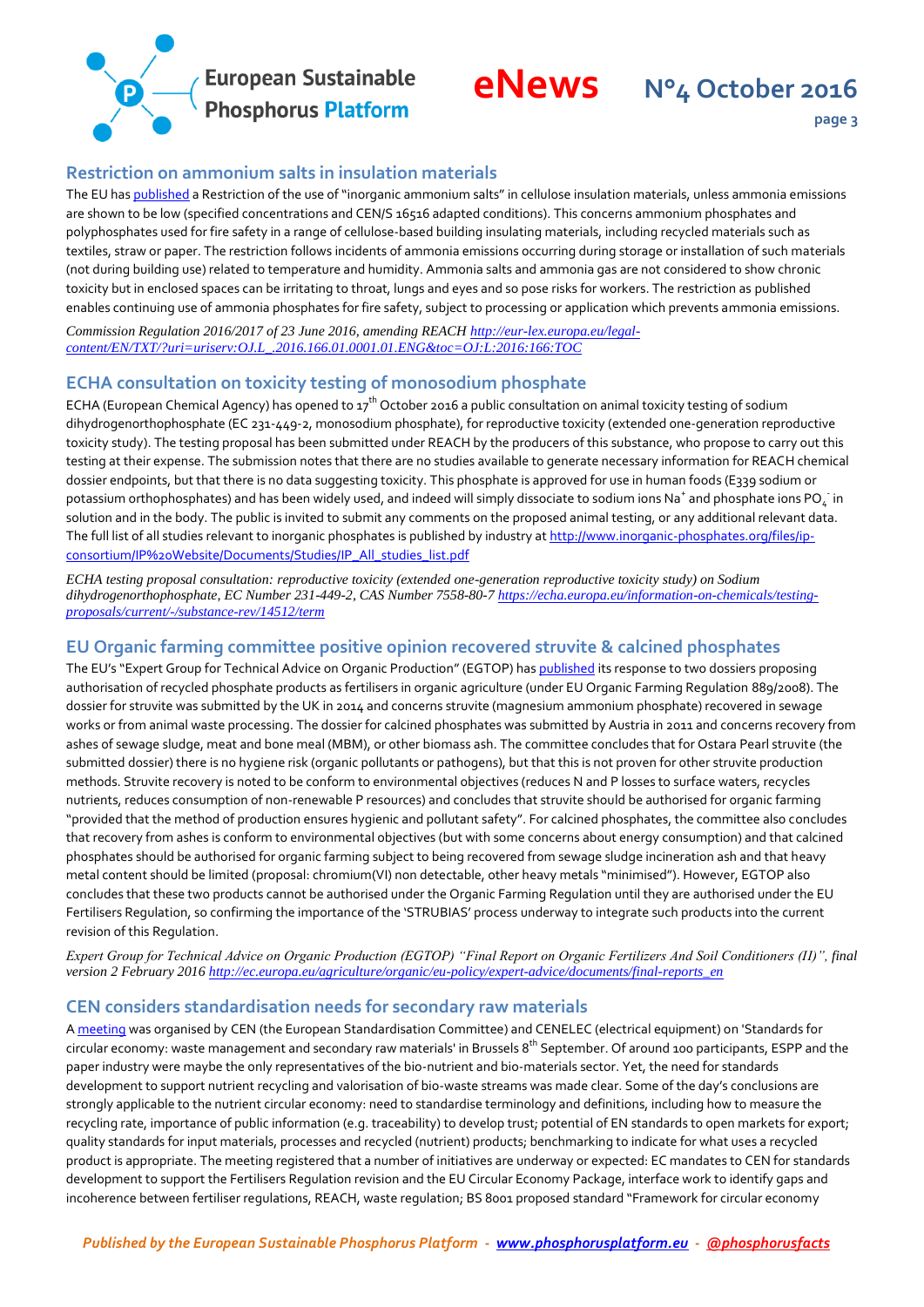## Restriction on ammonium salts in insulation materials

The EU has published a Restriction of the use of "inorganic ammonium salts" in cellulose insulation materials, unless ammonia emissions are shown to be low (specified concentrations and CEN/S 16516 adapted conditions). This concerns ammonium phosphates and polyphosphates used for fire safety in a range of cellulose-based building insulating materials, including recycled materials such as textiles, straw or paper. The restriction follows incidents of ammonia emissions occurring during storage or installation of such materials (not during building use) related to temperature and humidity. Ammonia salts and ammonia gas are not considered to show chronic toxicity but in enclosed spaces can be irritating to throat, lungs and eyes and so pose risks for workers. The restriction as published enables continuing use of ammonia phosphates for fire safety, subject to processing or application which prevents ammonia emissions.

*Commission Regulation 2016/2017 of 23 June 2016, amending REACH http://eur-lex.europa.eu/legal-content/EN/TXT/?uri=uriserv:OJ.L_.2016.166.01.0001.01.ENG&toc=OJ:L:2016:166:TOC*

## ECHA consultation on toxicity testing of monosodium phosphate

ECHA (European Chemical Agency) has opened to 17th October 2016 a public consultation on animal toxicity testing of sodium dihydrogenorthophosphate (EC 231-449-2, monosodium phosphate), for reproductive toxicity (extended one-generation reproductive toxicity study). The testing proposal has been submitted under REACH by the producers of this substance, who propose to carry out this testing at their expense. The submission notes that there are no studies available to generate necessary information for REACH chemical dossier endpoints, but that there is no data suggesting toxicity. This phosphate is approved for use in human foods (E339 sodium or potassium orthophosphates) and has been widely used, and indeed will simply dissociate to sodium ions $Na^+$ and phosphate ions $PO_4^-$ in solution and in the body. The public is invited to submit any comments on the proposed animal testing, or any additional relevant data. The full list of all studies relevant to inorganic phosphates is published by industry at http://www.inorganic-phosphates.org/files/ip-consortium/IP%20Website/Documents/Studies/IP_All_studies_list.pdf

*ECHA testing proposal consultation: reproductive toxicity (extended one-generation reproductive toxicity study) on Sodium dihydrogenorthophosphate, EC Number 231-449-2, CAS Number 7558-80-7 https://echa.europa.eu/information-on-chemicals/testing-proposals/current/-/substance-rev/14512/term*

## EU Organic farming committee positive opinion recovered struvite & calcined phosphates

The EU's "Expert Group for Technical Advice on Organic Production" (EGTOP) has published its response to two dossiers proposing authorisation of recycled phosphate products as fertilisers in organic agriculture (under EU Organic Farming Regulation 889/2008). The dossier for struvite was submitted by the UK in 2014 and concerns struvite (magnesium ammonium phosphate) recovered in sewage works or from animal waste processing. The dossier for calcined phosphates was submitted by Austria in 2011 and concerns recovery from ashes of sewage sludge, meat and bone meal (MBM), or other biomass ash. The committee concludes that for Ostara Pearl struvite (the submitted dossier) there is no hygiene risk (organic pollutants or pathogens), but that this is not proven for other struvite production methods. Struvite recovery is noted to be conform to environmental objectives (reduces N and P losses to surface waters, recycles nutrients, reduces consumption of non-renewable P resources) and concludes that struvite should be authorised for organic farming "provided that the method of production ensures hygienic and pollutant safety". For calcined phosphates, the committee also concludes that recovery from ashes is conform to environmental objectives (but with some concerns about energy consumption) and that calcined phosphates should be authorised for organic farming subject to being recovered from sewage sludge incineration ash and that heavy metal content should be limited (proposal: chromium(VI) non detectable, other heavy metals "minimised"). However, EGTOP also concludes that these two products cannot be authorised under the Organic Farming Regulation until they are authorised under the EU Fertilisers Regulation, so confirming the importance of the 'STRUBIAS' process underway to integrate such products into the current revision of this Regulation.

*Expert Group for Technical Advice on Organic Production (EGTOP) "Final Report on Organic Fertilizers And Soil Conditioners (II)", final version 2 February 2016 http://ec.europa.eu/agriculture/organic/eu-policy/expert-advice/documents/final-reports_en*

## CEN considers standardisation needs for secondary raw materials

A meeting was organised by CEN (the European Standardisation Committee) and CENELEC (electrical equipment) on 'Standards for circular economy: waste management and secondary raw materials' in Brussels 8th September. Of around 100 participants, ESPP and the paper industry were maybe the only representatives of the bio-nutrient and bio-materials sector. Yet, the need for standards development to support nutrient recycling and valorisation of bio-waste streams was made clear. Some of the day's conclusions are strongly applicable to the nutrient circular economy: need to standardise terminology and definitions, including how to measure the recycling rate, importance of public information (e.g. traceability) to develop trust; potential of EN standards to open markets for export; quality standards for input materials, processes and recycled (nutrient) products; benchmarking to indicate for what uses a recycled product is appropriate. The meeting registered that a number of initiatives are underway or expected: EC mandates to CEN for standards development to support the Fertilisers Regulation revision and the EU Circular Economy Package, interface work to identify gaps and incoherence between fertiliser regulations, REACH, waste regulation; BS 8001 proposed standard "Framework for circular economy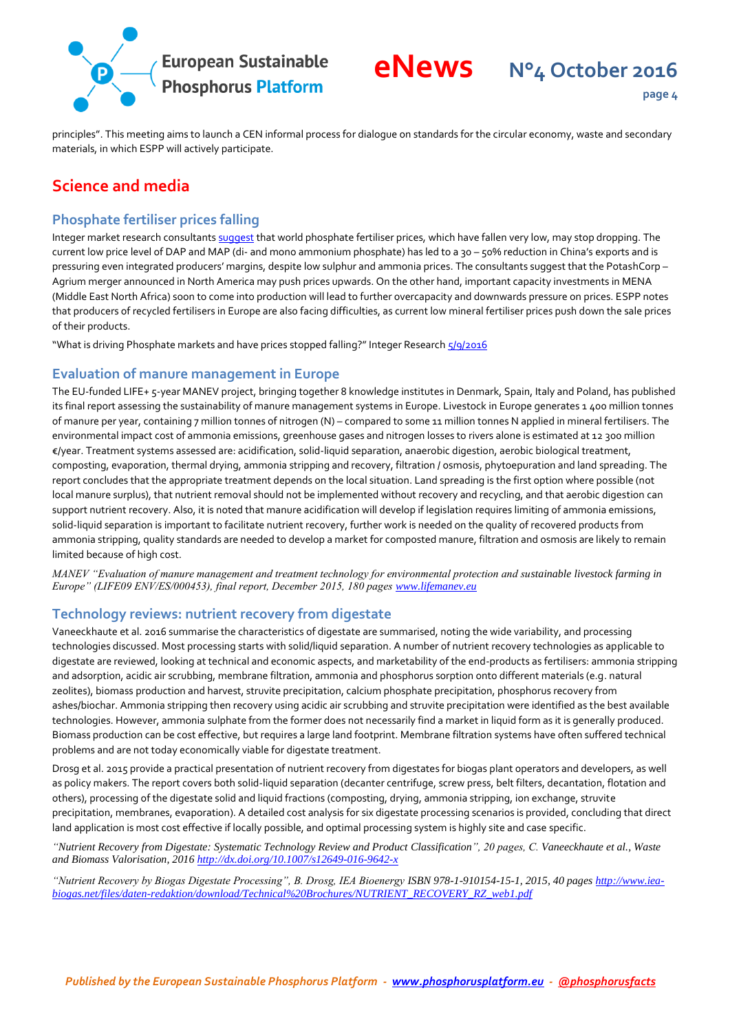principles". This meeting aims to launch a CEN informal process for dialogue on standards for the circular economy, waste and secondary materials, in which ESPP will actively participate.

## Science and media

### Phosphate fertiliser prices falling

Integer market research consultants suggest that world phosphate fertiliser prices, which have fallen very low, may stop dropping. The current low price level of DAP and MAP (di- and mono ammonium phosphate) has led to a 30 – 50% reduction in China's exports and is pressuring even integrated producers' margins, despite low sulphur and ammonia prices. The consultants suggest that the PotashCorp – Agrium merger announced in North America may push prices upwards. On the other hand, important capacity investments in MENA (Middle East North Africa) soon to come into production will lead to further overcapacity and downwards pressure on prices. ESPP notes that producers of recycled fertilisers in Europe are also facing difficulties, as current low mineral fertiliser prices push down the sale prices of their products.

"What is driving Phosphate markets and have prices stopped falling?" Integer Research 5/9/2016

### Evaluation of manure management in Europe

The EU-funded LIFE+ 5-year MANEV project, bringing together 8 knowledge institutes in Denmark, Spain, Italy and Poland, has published its final report assessing the sustainability of manure management systems in Europe. Livestock in Europe generates 1 400 million tonnes of manure per year, containing 7 million tonnes of nitrogen (N) – compared to some 11 million tonnes N applied in mineral fertilisers. The environmental impact cost of ammonia emissions, greenhouse gases and nitrogen losses to rivers alone is estimated at 12 300 million €/year. Treatment systems assessed are: acidification, solid-liquid separation, anaerobic digestion, aerobic biological treatment, composting, evaporation, thermal drying, ammonia stripping and recovery, filtration / osmosis, phytoepuration and land spreading. The report concludes that the appropriate treatment depends on the local situation. Land spreading is the first option where possible (not local manure surplus), that nutrient removal should not be implemented without recovery and recycling, and that aerobic digestion can support nutrient recovery. Also, it is noted that manure acidification will develop if legislation requires limiting of ammonia emissions, solid-liquid separation is important to facilitate nutrient recovery, further work is needed on the quality of recovered products from ammonia stripping, quality standards are needed to develop a market for composted manure, filtration and osmosis are likely to remain limited because of high cost.

*MANEV "Evaluation of manure management and treatment technology for environmental protection and sustainable livestock farming in Europe" (LIFE09 ENV/ES/000453), final report, December 2015, 180 pages www.lifemanev.eu*

### Technology reviews: nutrient recovery from digestate

Vaneeckhaute et al. 2016 summarise the characteristics of digestate are summarised, noting the wide variability, and processing technologies discussed. Most processing starts with solid/liquid separation. A number of nutrient recovery technologies as applicable to digestate are reviewed, looking at technical and economic aspects, and marketability of the end-products as fertilisers: ammonia stripping and adsorption, acidic air scrubbing, membrane filtration, ammonia and phosphorus sorption onto different materials (e.g. natural zeolites), biomass production and harvest, struvite precipitation, calcium phosphate precipitation, phosphorus recovery from ashes/biochar. Ammonia stripping then recovery using acidic air scrubbing and struvite precipitation were identified as the best available technologies. However, ammonia sulphate from the former does not necessarily find a market in liquid form as it is generally produced. Biomass production can be cost effective, but requires a large land footprint. Membrane filtration systems have often suffered technical problems and are not today economically viable for digestate treatment.

Drosg et al. 2015 provide a practical presentation of nutrient recovery from digestates for biogas plant operators and developers, as well as policy makers. The report covers both solid-liquid separation (decanter centrifuge, screw press, belt filters, decantation, flotation and others), processing of the digestate solid and liquid fractions (composting, drying, ammonia stripping, ion exchange, struvite precipitation, membranes, evaporation). A detailed cost analysis for six digestate processing scenarios is provided, concluding that direct land application is most cost effective if locally possible, and optimal processing system is highly site and case specific.

*"Nutrient Recovery from Digestate: Systematic Technology Review and Product Classification", 20 pages, C. Vaneeckhaute et al., Waste and Biomass Valorisation, 2016 http://dx.doi.org/10.1007/s12649-016-9642-x*

*"Nutrient Recovery by Biogas Digestate Processing", B. Drosg, IEA Bioenergy ISBN 978-1-910154-15-1, 2015, 40 pages http://www.iea-biogas.net/files/daten-redaktion/download/Technical%20Brochures/NUTRIENT_RECOVERY_RZ_web1.pdf*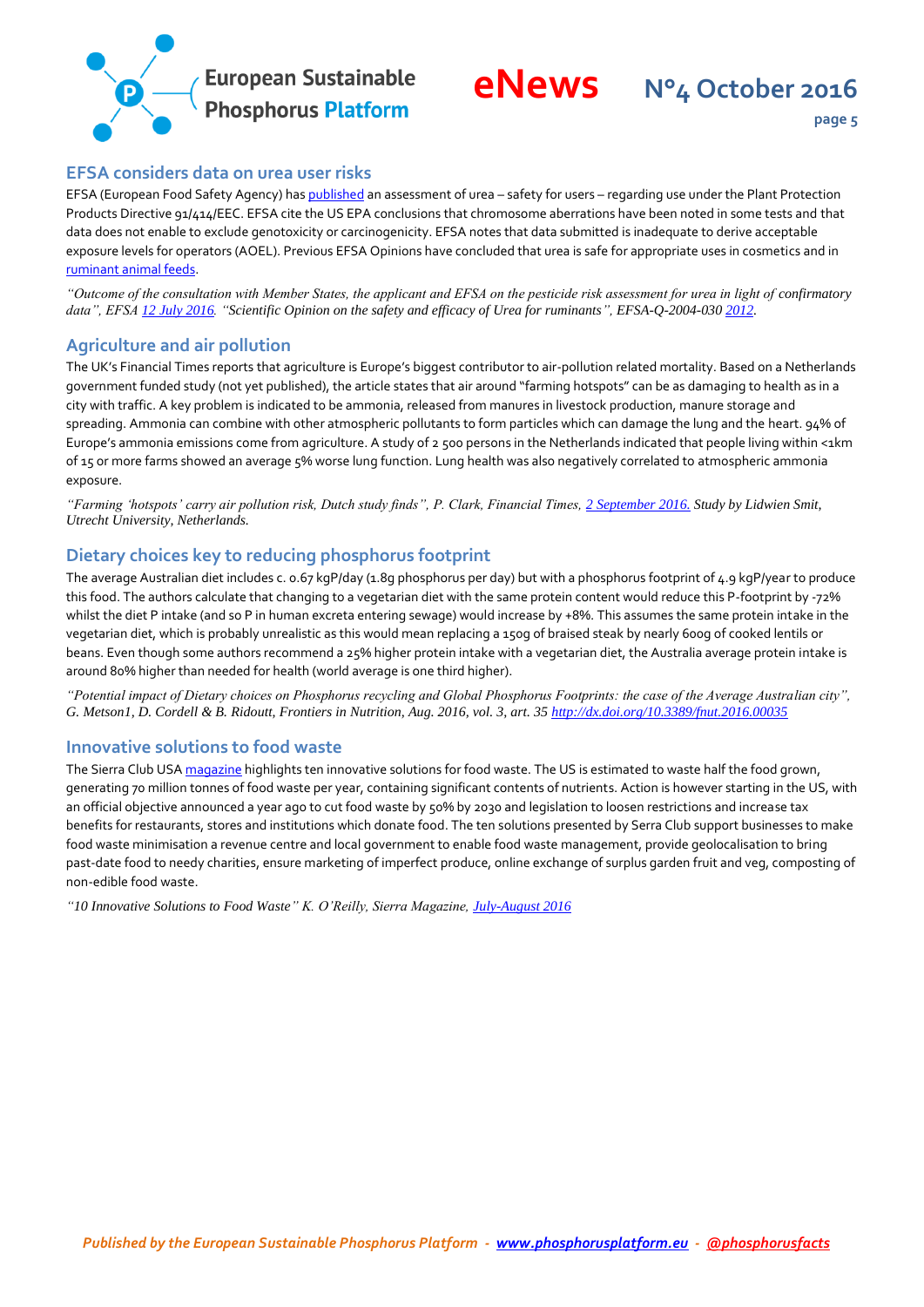## EFSA considers data on urea user risks

EFSA (European Food Safety Agency) has published an assessment of urea – safety for users – regarding use under the Plant Protection Products Directive 91/414/EEC. EFSA cite the US EPA conclusions that chromosome aberrations have been noted in some tests and that data does not enable to exclude genotoxicity or carcinogenicity. EFSA notes that data submitted is inadequate to derive acceptable exposure levels for operators (AOEL). Previous EFSA Opinions have concluded that urea is safe for appropriate uses in cosmetics and in ruminant animal feeds.

*"Outcome of the consultation with Member States, the applicant and EFSA on the pesticide risk assessment for urea in light of confirmatory data", EFSA 12 July 2016. "Scientific Opinion on the safety and efficacy of Urea for ruminants", EFSA-Q-2004-030 2012.*

## Agriculture and air pollution

The UK's Financial Times reports that agriculture is Europe's biggest contributor to air-pollution related mortality. Based on a Netherlands government funded study (not yet published), the article states that air around "farming hotspots" can be as damaging to health as in a city with traffic. A key problem is indicated to be ammonia, released from manures in livestock production, manure storage and spreading. Ammonia can combine with other atmospheric pollutants to form particles which can damage the lung and the heart. 94% of Europe's ammonia emissions come from agriculture. A study of 2 500 persons in the Netherlands indicated that people living within <1km of 15 or more farms showed an average 5% worse lung function. Lung health was also negatively correlated to atmospheric ammonia exposure.

*"Farming 'hotspots' carry air pollution risk, Dutch study finds", P. Clark, Financial Times, 2 September 2016. Study by Lidwien Smit, Utrecht University, Netherlands.*

## Dietary choices key to reducing phosphorus footprint

The average Australian diet includes c. 0.67 kgP/day (1.8g phosphorus per day) but with a phosphorus footprint of 4.9 kgP/year to produce this food. The authors calculate that changing to a vegetarian diet with the same protein content would reduce this P-footprint by -72% whilst the diet P intake (and so P in human excreta entering sewage) would increase by +8%. This assumes the same protein intake in the vegetarian diet, which is probably unrealistic as this would mean replacing a 150g of braised steak by nearly 600g of cooked lentils or beans. Even though some authors recommend a 25% higher protein intake with a vegetarian diet, the Australia average protein intake is around 80% higher than needed for health (world average is one third higher).

*"Potential impact of Dietary choices on Phosphorus recycling and Global Phosphorus Footprints: the case of the Average Australian city", G. Metson1, D. Cordell & B. Ridoutt, Frontiers in Nutrition, Aug. 2016, vol. 3, art. 35 http://dx.doi.org/10.3389/fnut.2016.00035*

## Innovative solutions to food waste

The Sierra Club USA magazine highlights ten innovative solutions for food waste. The US is estimated to waste half the food grown, generating 70 million tonnes of food waste per year, containing significant contents of nutrients. Action is however starting in the US, with an official objective announced a year ago to cut food waste by 50% by 2030 and legislation to loosen restrictions and increase tax benefits for restaurants, stores and institutions which donate food. The ten solutions presented by Serra Club support businesses to make food waste minimisation a revenue centre and local government to enable food waste management, provide geolocalisation to bring past-date food to needy charities, ensure marketing of imperfect produce, online exchange of surplus garden fruit and veg, composting of non-edible food waste.

*"10 Innovative Solutions to Food Waste" K. O'Reilly, Sierra Magazine, July-August 2016*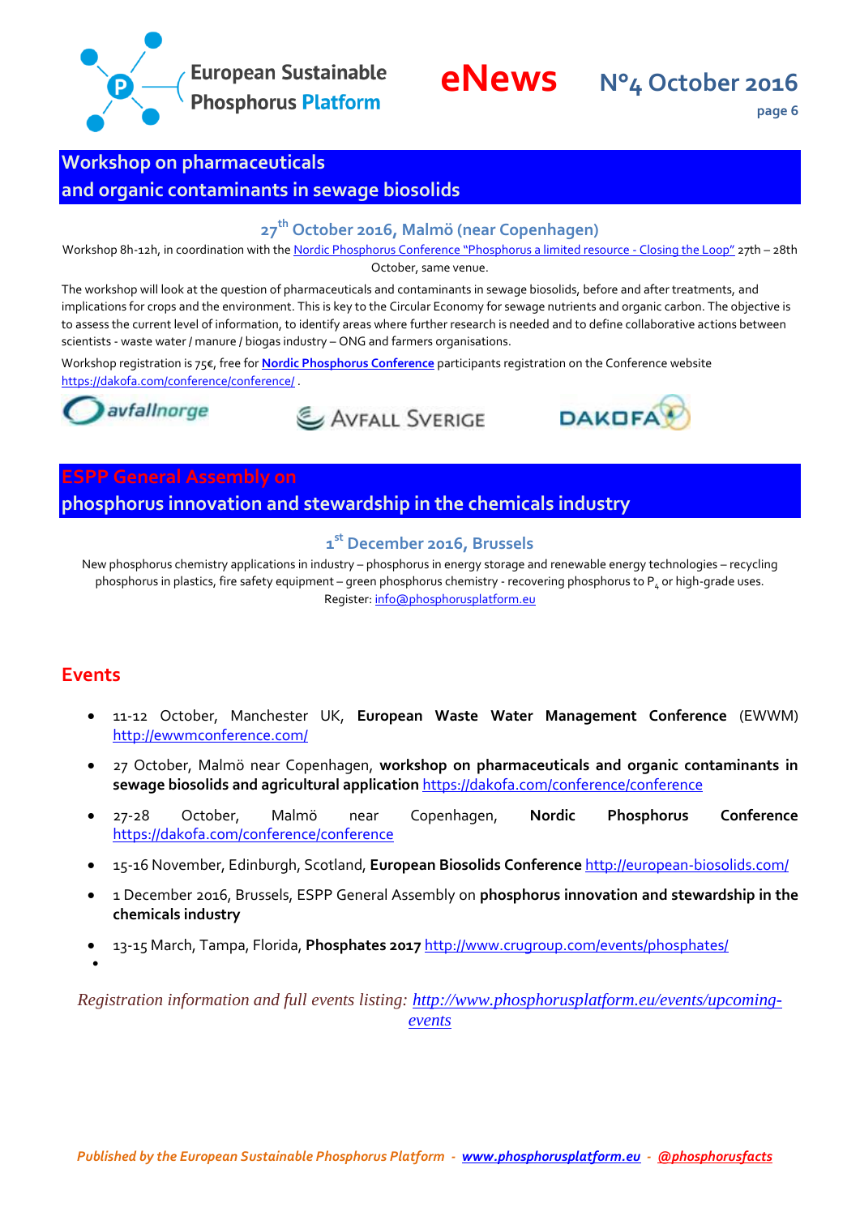## Workshop on pharmaceuticals and organic contaminants in sewage biosolids

### 27th October 2016, Malmö (near Copenhagen)

Workshop 8h-12h, in coordination with the Nordic Phosphorus Conference "Phosphorus a limited resource - Closing the Loop" 27th – 28th October, same venue.

The workshop will look at the question of pharmaceuticals and contaminants in sewage biosolids, before and after treatments, and implications for crops and the environment. This is key to the Circular Economy for sewage nutrients and organic carbon. The objective is to assess the current level of information, to identify areas where further research is needed and to define collaborative actions between scientists - waste water / manure / biogas industry – ONG and farmers organisations.

Workshop registration is 75€, free for **Nordic Phosphorus Conference** participants registration on the Conference website https://dakofa.com/conference/conference/ .

avfallnorge    AVFALL SVERIGE    DAKOFA

## ESPP General Assembly on phosphorus innovation and stewardship in the chemicals industry

### 1st December 2016, Brussels

New phosphorus chemistry applications in industry – phosphorus in energy storage and renewable energy technologies – recycling phosphorus in plastics, fire safety equipment – green phosphorus chemistry - recovering phosphorus to $P_4$ or high-grade uses.
Register: info@phosphorusplatform.eu

## Events

- 11-12 October, Manchester UK, **European Waste Water Management Conference** (EWWM) http://ewwmconference.com/
- 27 October, Malmö near Copenhagen, **workshop on pharmaceuticals and organic contaminants in sewage biosolids and agricultural application** https://dakofa.com/conference/conference
- 27-28 October, Malmö near Copenhagen, **Nordic Phosphorus Conference** https://dakofa.com/conference/conference
- 15-16 November, Edinburgh, Scotland, **European Biosolids Conference** http://european-biosolids.com/
- 1 December 2016, Brussels, ESPP General Assembly on **phosphorus innovation and stewardship in the chemicals industry**
- 13-15 March, Tampa, Florida, **Phosphates 2017** http://www.crugroup.com/events/phosphates/

*Registration information and full events listing: http://www.phosphorusplatform.eu/events/upcoming-events*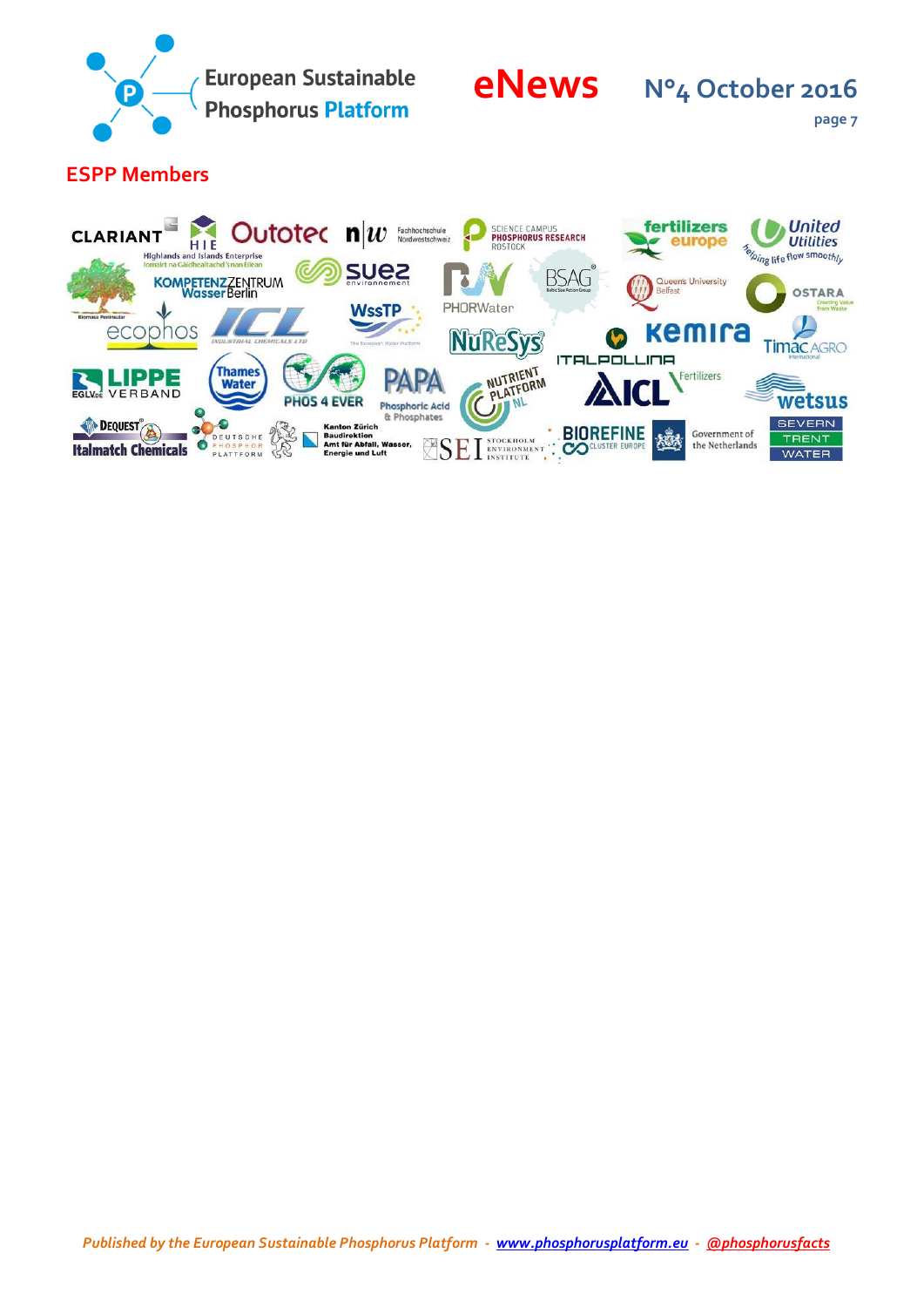## ESPP Members

CLARIANT

HIE Highlands and Islands Enterprise Iomairt na Gàidhealtachd 's nan Eilean

Outotec

n|w Fachhochschule Nordwestschweiz

SCIENCE CAMPUS PHOSPHORUS RESEARCH ROSTOCK

fertilizers europe

United Utilities helping life flow smoothly

Biomaxx Peninsular

KOMPETENZZENTRUM Wasser Berlin

suez environnement

PHORWater

BSAG Baltic Sea Action Group

Queen's University Belfast

OSTARA Creating Value From Waste

ecophos

ICL INDUSTRIAL CHEMICALS LTD

WssTP The European Water Platform

NuReSys

ITALPOLLINA

kemira

Timac AGRO International

LIPPE VERBAND EGLV.de

Thames Water

PHOS 4 EVER

PAPA Phosphoric Acid & Phosphates

NUTRIENT PLATFORM NL

ICL Fertilizers

wetsus

DEQUEST

Italmatch Chemicals

DEUTSCHE PHOSPHOR PLATTFORM

Kanton Zürich Baudirektion Amt für Abfall, Wasser, Energie und Luft

SEI STOCKHOLM ENVIRONMENT INSTITUTE

BIOREFINE CLUSTER EUROPE

Government of the Netherlands

SEVERN TRENT WATER